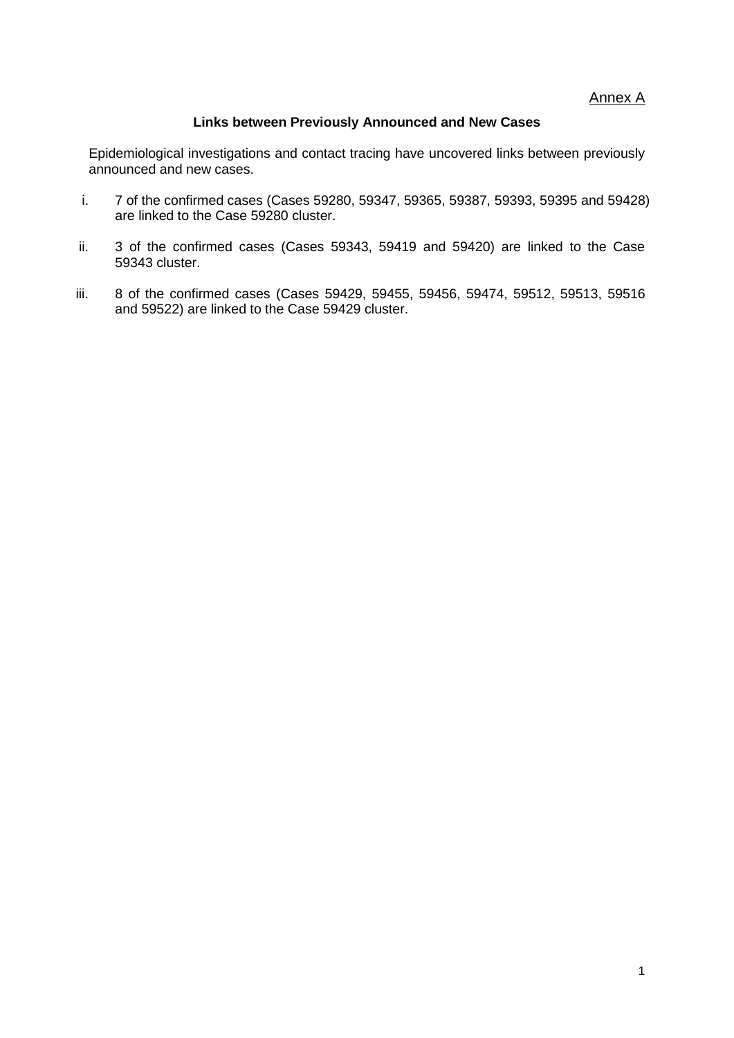Annex A

## Links between Previously Announced and New Cases

Epidemiological investigations and contact tracing have uncovered links between previously announced and new cases.

i. 7 of the confirmed cases (Cases 59280, 59347, 59365, 59387, 59393, 59395 and 59428) are linked to the Case 59280 cluster.

ii. 3 of the confirmed cases (Cases 59343, 59419 and 59420) are linked to the Case 59343 cluster.

iii. 8 of the confirmed cases (Cases 59429, 59455, 59456, 59474, 59512, 59513, 59516 and 59522) are linked to the Case 59429 cluster.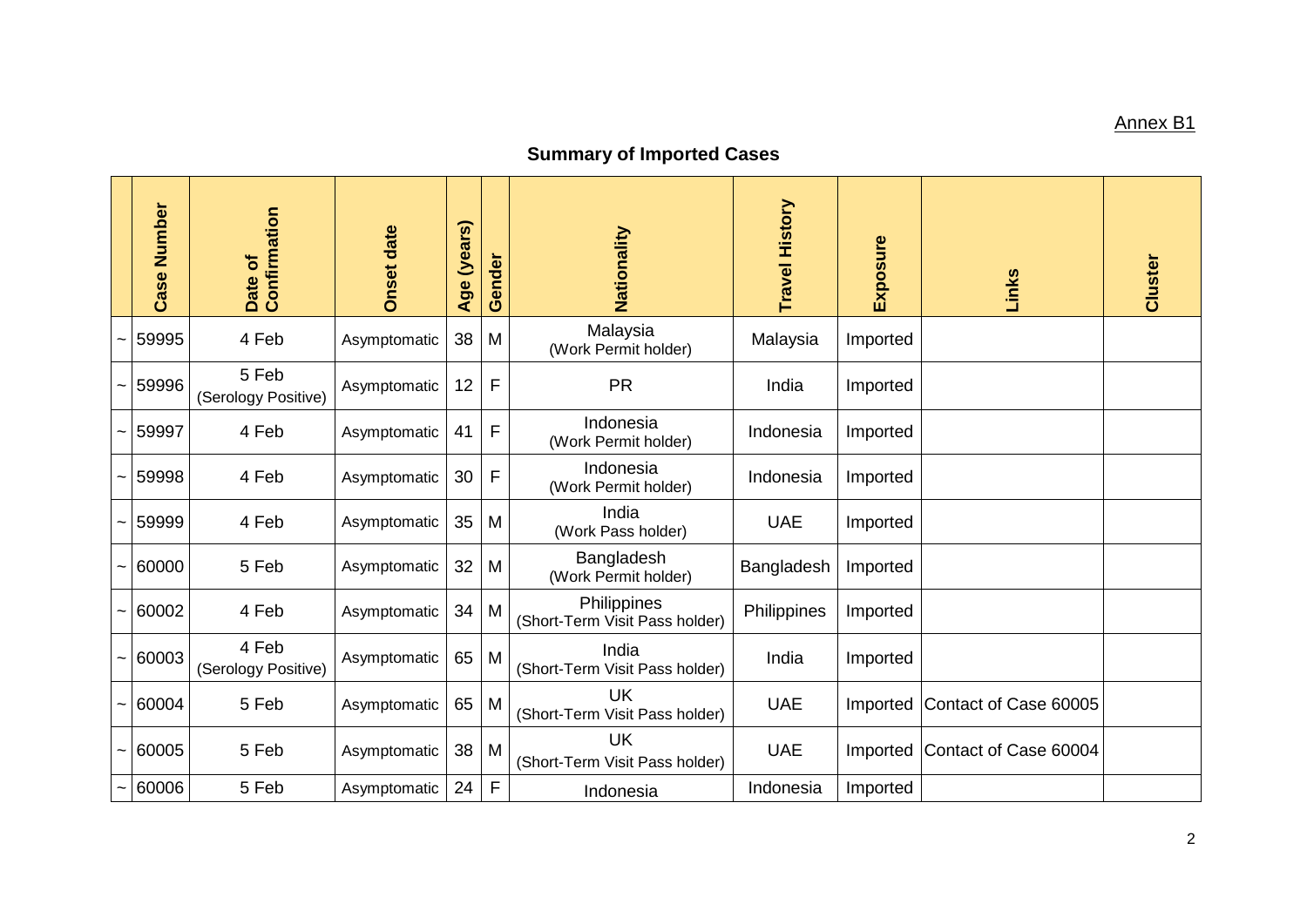Annex B1

## Summary of Imported Cases

| | Case Number | Date of Confirmation | Onset date | Age (years) | Gender | Nationality | Travel History | Exposure | Links | Cluster |
|---|---|---|---|---|---|---|---|---|---|---|
| ~ | 59995 | 4 Feb | Asymptomatic | 38 | M | Malaysia (Work Permit holder) | Malaysia | Imported | | |
| ~ | 59996 | 5 Feb (Serology Positive) | Asymptomatic | 12 | F | PR | India | Imported | | |
| ~ | 59997 | 4 Feb | Asymptomatic | 41 | F | Indonesia (Work Permit holder) | Indonesia | Imported | | |
| ~ | 59998 | 4 Feb | Asymptomatic | 30 | F | Indonesia (Work Permit holder) | Indonesia | Imported | | |
| ~ | 59999 | 4 Feb | Asymptomatic | 35 | M | India (Work Pass holder) | UAE | Imported | | |
| ~ | 60000 | 5 Feb | Asymptomatic | 32 | M | Bangladesh (Work Permit holder) | Bangladesh | Imported | | |
| ~ | 60002 | 4 Feb | Asymptomatic | 34 | M | Philippines (Short-Term Visit Pass holder) | Philippines | Imported | | |
| ~ | 60003 | 4 Feb (Serology Positive) | Asymptomatic | 65 | M | India (Short-Term Visit Pass holder) | India | Imported | | |
| ~ | 60004 | 5 Feb | Asymptomatic | 65 | M | UK (Short-Term Visit Pass holder) | UAE | Imported | Contact of Case 60005 | |
| ~ | 60005 | 5 Feb | Asymptomatic | 38 | M | UK (Short-Term Visit Pass holder) | UAE | Imported | Contact of Case 60004 | |
| ~ | 60006 | 5 Feb | Asymptomatic | 24 | F | Indonesia | Indonesia | Imported | | |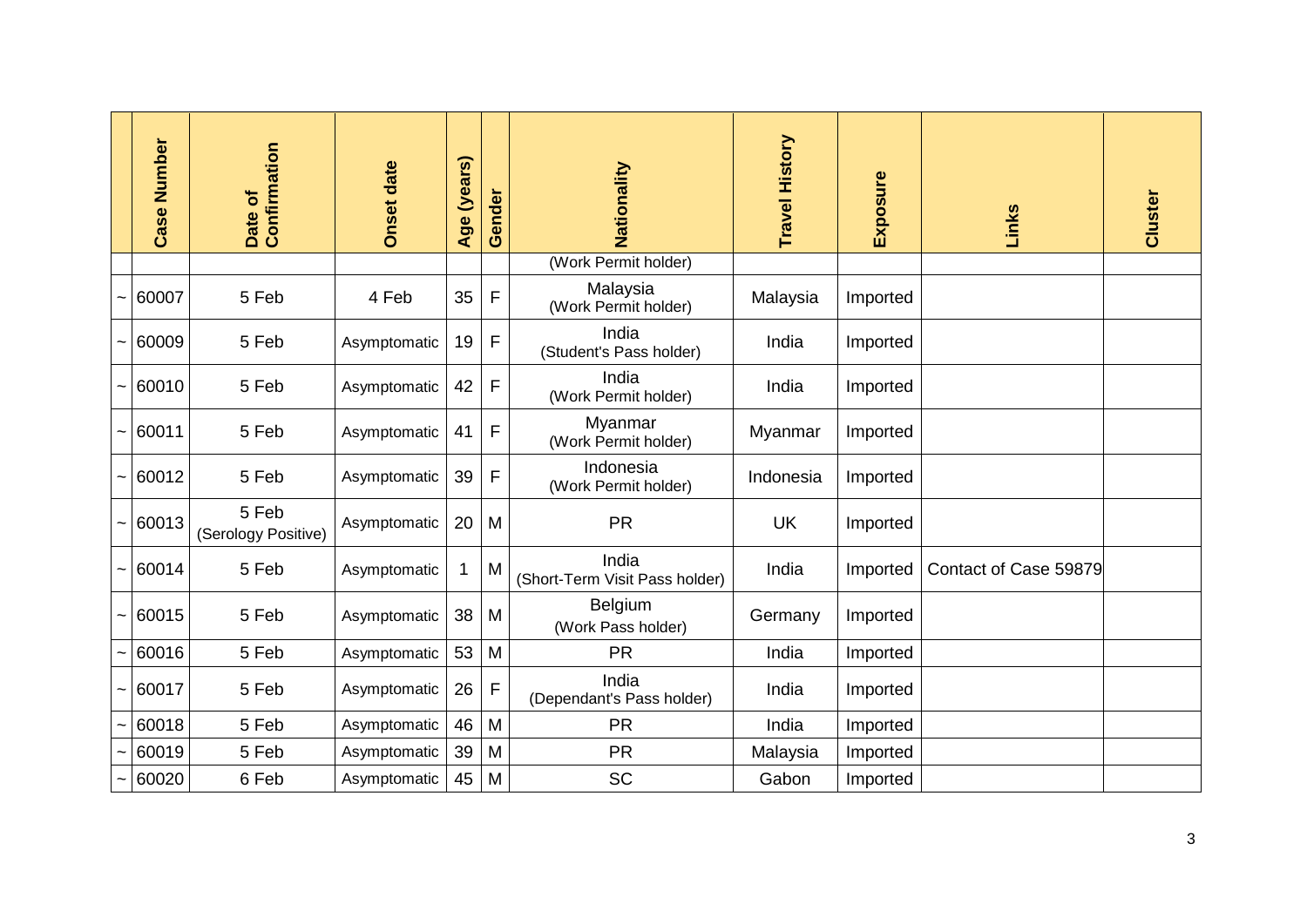| | Case Number | Date of Confirmation | Onset date | Age (years) | Gender | Nationality | Travel History | Exposure | Links | Cluster |
|---|---|---|---|---|---|---|---|---|---|---|
| | | | | | | (Work Permit holder) | | | | |
| ~ | 60007 | 5 Feb | 4 Feb | 35 | F | Malaysia (Work Permit holder) | Malaysia | Imported | | |
| ~ | 60009 | 5 Feb | Asymptomatic | 19 | F | India (Student's Pass holder) | India | Imported | | |
| ~ | 60010 | 5 Feb | Asymptomatic | 42 | F | India (Work Permit holder) | India | Imported | | |
| ~ | 60011 | 5 Feb | Asymptomatic | 41 | F | Myanmar (Work Permit holder) | Myanmar | Imported | | |
| ~ | 60012 | 5 Feb | Asymptomatic | 39 | F | Indonesia (Work Permit holder) | Indonesia | Imported | | |
| ~ | 60013 | 5 Feb (Serology Positive) | Asymptomatic | 20 | M | PR | UK | Imported | | |
| ~ | 60014 | 5 Feb | Asymptomatic | 1 | M | India (Short-Term Visit Pass holder) | India | Imported | Contact of Case 59879 | |
| ~ | 60015 | 5 Feb | Asymptomatic | 38 | M | Belgium (Work Pass holder) | Germany | Imported | | |
| ~ | 60016 | 5 Feb | Asymptomatic | 53 | M | PR | India | Imported | | |
| ~ | 60017 | 5 Feb | Asymptomatic | 26 | F | India (Dependant's Pass holder) | India | Imported | | |
| ~ | 60018 | 5 Feb | Asymptomatic | 46 | M | PR | India | Imported | | |
| ~ | 60019 | 5 Feb | Asymptomatic | 39 | M | PR | Malaysia | Imported | | |
| ~ | 60020 | 6 Feb | Asymptomatic | 45 | M | SC | Gabon | Imported | | |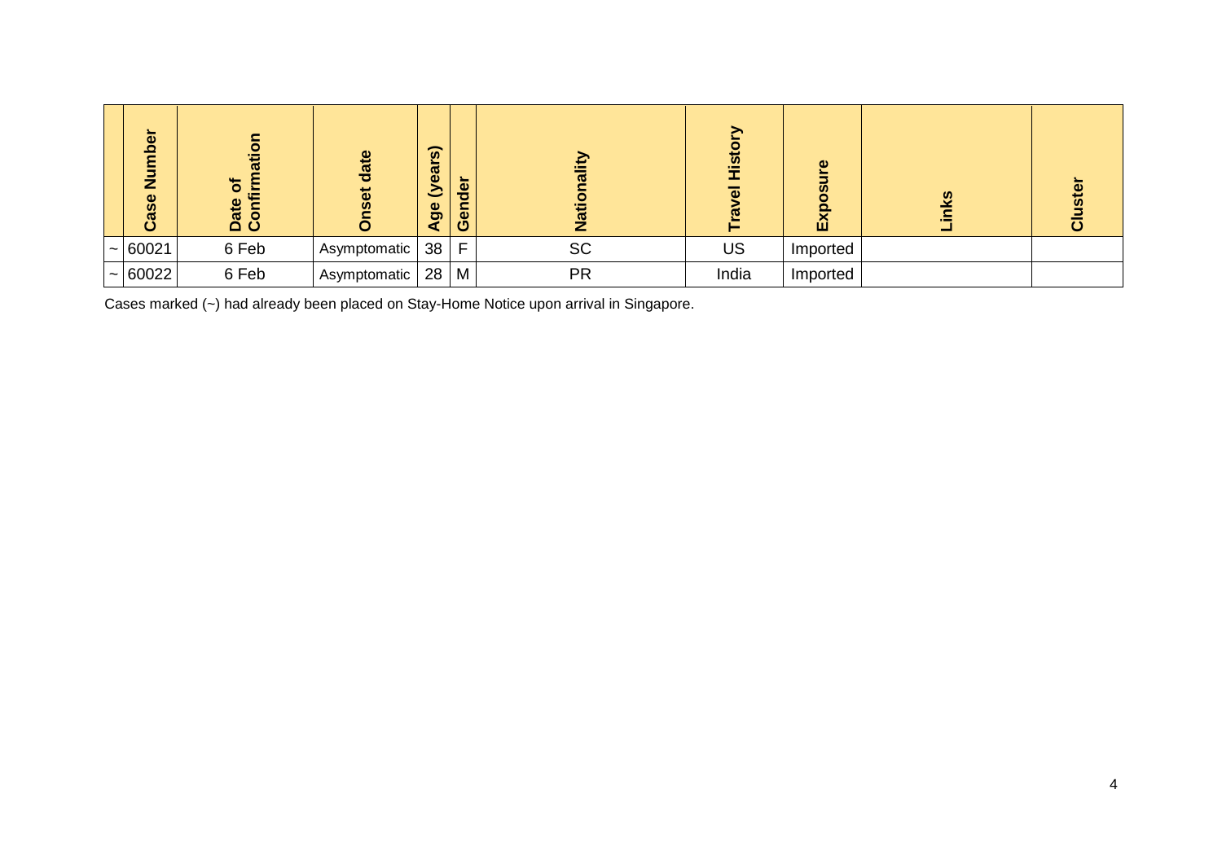| | Case Number | Date of Confirmation | Onset date | Age (years) | Gender | Nationality | Travel History | Exposure | Links | Cluster |
|---|---|---|---|---|---|---|---|---|---|---|
| ~ | 60021 | 6 Feb | Asymptomatic | 38 | F | SC | US | Imported | | |
| ~ | 60022 | 6 Feb | Asymptomatic | 28 | M | PR | India | Imported | | |

Cases marked (~) had already been placed on Stay-Home Notice upon arrival in Singapore.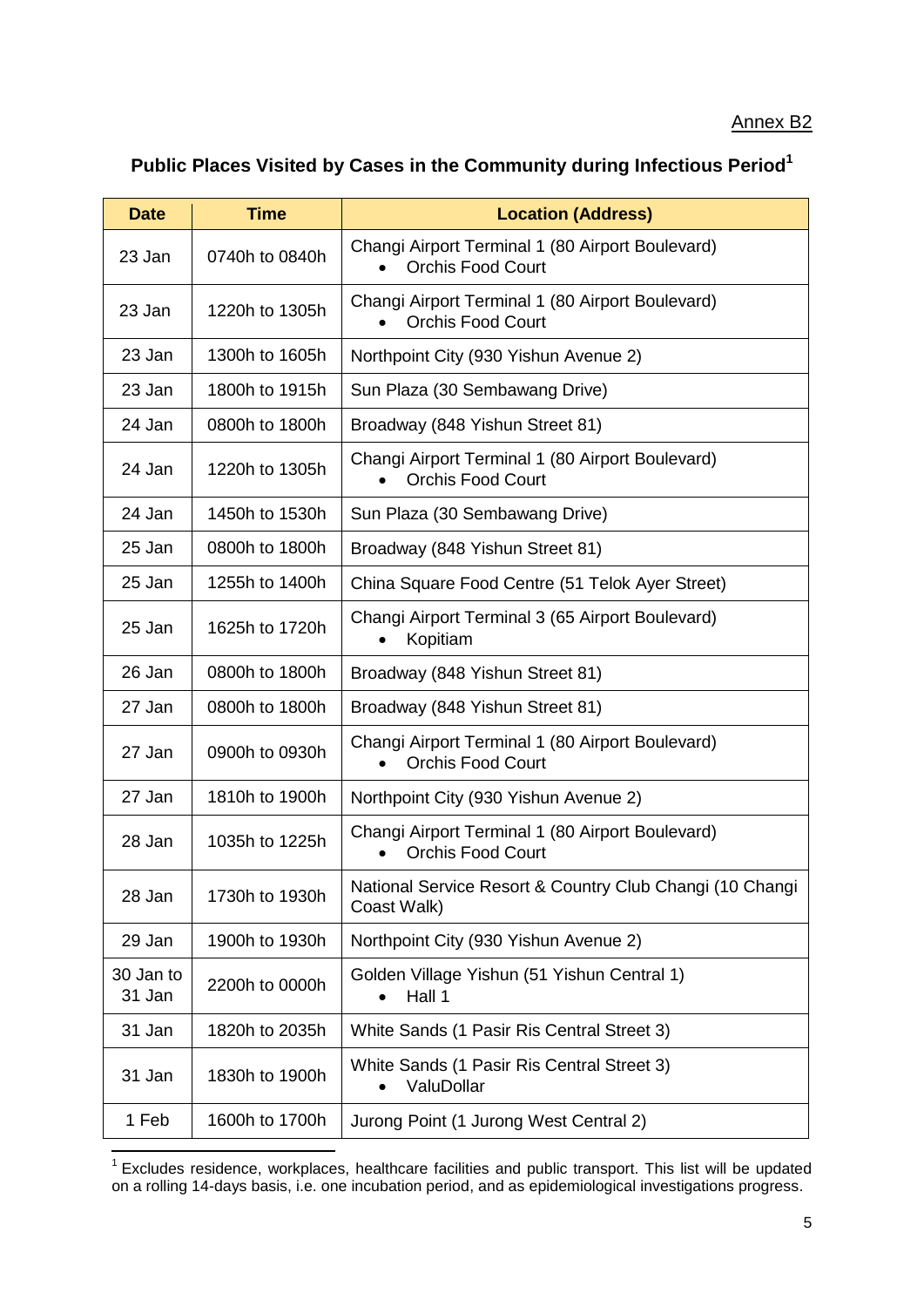Annex B2

## Public Places Visited by Cases in the Community during Infectious Period[1]

| Date | Time | Location (Address) |
|---|---|---|
| 23 Jan | 0740h to 0840h | Changi Airport Terminal 1 (80 Airport Boulevard)<br>• Orchis Food Court |
| 23 Jan | 1220h to 1305h | Changi Airport Terminal 1 (80 Airport Boulevard)<br>• Orchis Food Court |
| 23 Jan | 1300h to 1605h | Northpoint City (930 Yishun Avenue 2) |
| 23 Jan | 1800h to 1915h | Sun Plaza (30 Sembawang Drive) |
| 24 Jan | 0800h to 1800h | Broadway (848 Yishun Street 81) |
| 24 Jan | 1220h to 1305h | Changi Airport Terminal 1 (80 Airport Boulevard)<br>• Orchis Food Court |
| 24 Jan | 1450h to 1530h | Sun Plaza (30 Sembawang Drive) |
| 25 Jan | 0800h to 1800h | Broadway (848 Yishun Street 81) |
| 25 Jan | 1255h to 1400h | China Square Food Centre (51 Telok Ayer Street) |
| 25 Jan | 1625h to 1720h | Changi Airport Terminal 3 (65 Airport Boulevard)<br>• Kopitiam |
| 26 Jan | 0800h to 1800h | Broadway (848 Yishun Street 81) |
| 27 Jan | 0800h to 1800h | Broadway (848 Yishun Street 81) |
| 27 Jan | 0900h to 0930h | Changi Airport Terminal 1 (80 Airport Boulevard)<br>• Orchis Food Court |
| 27 Jan | 1810h to 1900h | Northpoint City (930 Yishun Avenue 2) |
| 28 Jan | 1035h to 1225h | Changi Airport Terminal 1 (80 Airport Boulevard)<br>• Orchis Food Court |
| 28 Jan | 1730h to 1930h | National Service Resort & Country Club Changi (10 Changi Coast Walk) |
| 29 Jan | 1900h to 1930h | Northpoint City (930 Yishun Avenue 2) |
| 30 Jan to 31 Jan | 2200h to 0000h | Golden Village Yishun (51 Yishun Central 1)<br>• Hall 1 |
| 31 Jan | 1820h to 2035h | White Sands (1 Pasir Ris Central Street 3) |
| 31 Jan | 1830h to 1900h | White Sands (1 Pasir Ris Central Street 3)<br>• ValuDollar |
| 1 Feb | 1600h to 1700h | Jurong Point (1 Jurong West Central 2) |

[1] Excludes residence, workplaces, healthcare facilities and public transport. This list will be updated on a rolling 14-days basis, i.e. one incubation period, and as epidemiological investigations progress.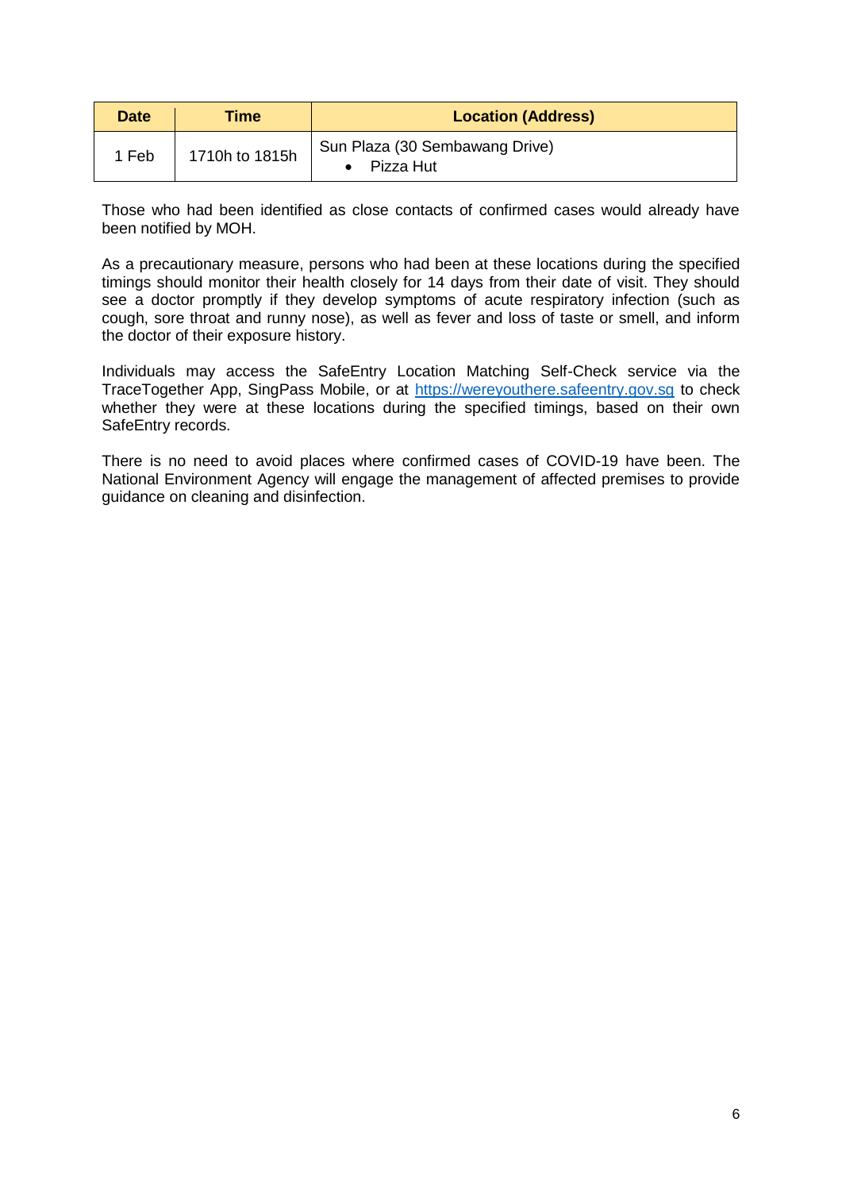| Date | Time | Location (Address) |
|---|---|---|
| 1 Feb | 1710h to 1815h | Sun Plaza (30 Sembawang Drive)<br>• Pizza Hut |

Those who had been identified as close contacts of confirmed cases would already have been notified by MOH.

As a precautionary measure, persons who had been at these locations during the specified timings should monitor their health closely for 14 days from their date of visit. They should see a doctor promptly if they develop symptoms of acute respiratory infection (such as cough, sore throat and runny nose), as well as fever and loss of taste or smell, and inform the doctor of their exposure history.

Individuals may access the SafeEntry Location Matching Self-Check service via the TraceTogether App, SingPass Mobile, or at https://wereyouthere.safeentry.gov.sg to check whether they were at these locations during the specified timings, based on their own SafeEntry records.

There is no need to avoid places where confirmed cases of COVID-19 have been. The National Environment Agency will engage the management of affected premises to provide guidance on cleaning and disinfection.